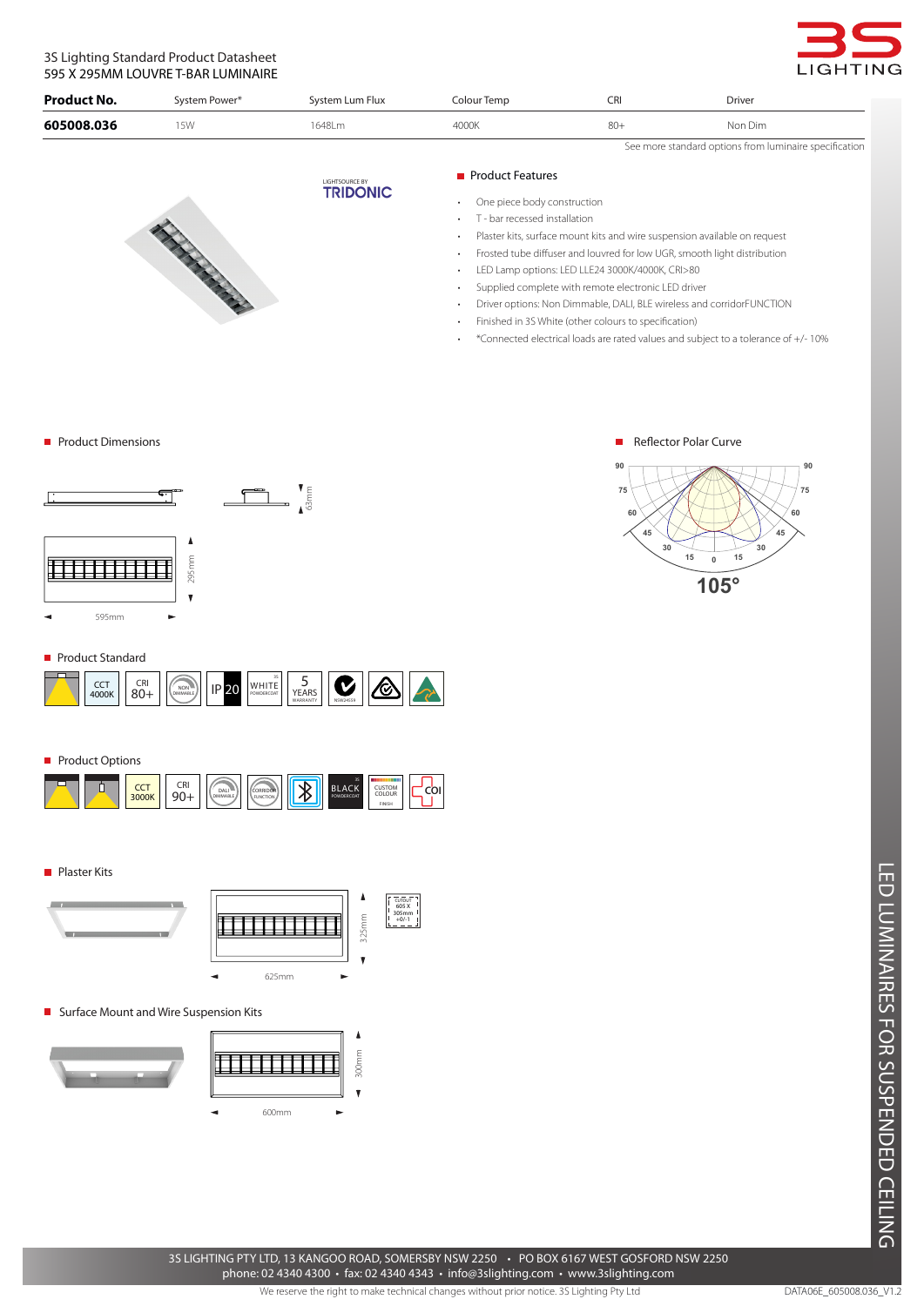3S Lighting Standard Product Datasheet
595 X 295MM LOUVRE T-BAR LUMINAIRE

| Product No. | System Power* | System Lum Flux | Colour Temp | CRI | Driver |
|---|---|---|---|---|---|
| 605008.036 | 15W | 1648Lm | 4000K | 80+ | Non Dim |

See more standard options from luminaire specification

LIGHTSOURCE BY TRIDONIC

## Product Features

- One piece body construction
- T - bar recessed installation
- Plaster kits, surface mount kits and wire suspension available on request
- Frosted tube diffuser and louvred for low UGR, smooth light distribution
- LED Lamp options: LED LLE24 3000K/4000K, CRI>80
- Supplied complete with remote electronic LED driver
- Driver options: Non Dimmable, DALI, BLE wireless and corridorFUNCTION
- Finished in 3S White (other colours to specification)
- *Connected electrical loads are rated values and subject to a tolerance of +/- 10%

## Product Dimensions

63mm

295mm

595mm

## Reflector Polar Curve

105°

## Product Standard

CCT 4000K · CRI 80+ · NON DIMMABLE · IP20 · WHITE POWDERCOAT · 5 YEARS WARRANTY · NSW24659

## Product Options

CCT 3000K · CRI 90+ · DALI DIMMABLE · CORRIDOR FUNCTION · BLACK POWDERCOAT · CUSTOM COLOUR FINISH · COI

## Plaster Kits

325mm

625mm

CUTOUT 605 X 305mm +0/-1

## Surface Mount and Wire Suspension Kits

300mm

600mm

# LED LUMINAIRES FOR SUSPENDED CEILING

3S LIGHTING PTY LTD, 13 KANGOO ROAD, SOMERSBY NSW 2250 • PO BOX 6167 WEST GOSFORD NSW 2250
phone: 02 4340 4300 • fax: 02 4340 4343 • info@3slighting.com • www.3slighting.com

We reserve the right to make technical changes without prior notice. 3S Lighting Pty Ltd

DATA06E_605008.036_V1.2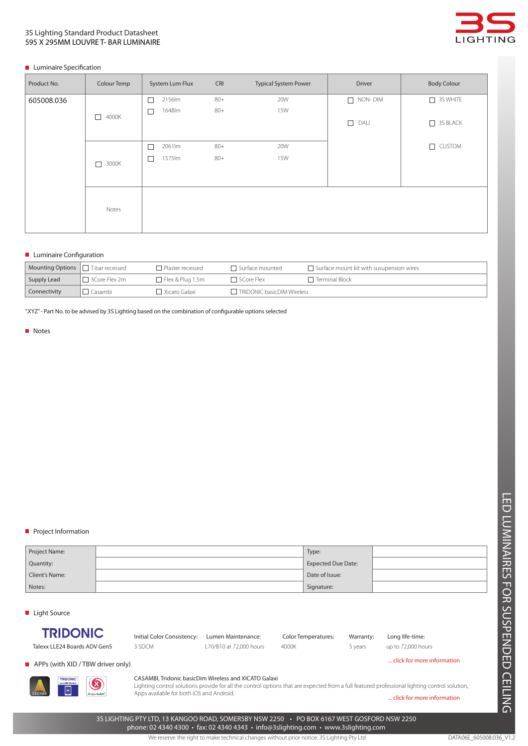3S Lighting Standard Product Datasheet
595 X 295MM LOUVRE T- BAR LUMINAIRE

## Luminaire Specification

| Product No. | Colour Temp | System Lum Flux | CRI | Typical System Power | Driver | Body Colour |
|---|---|---|---|---|---|---|
| 605008.036 | ☐ 4000K | ☐ 2156lm | 80+ | 20W | ☐ NON- DIM | ☐ 3S WHITE |
| | | ☐ 1648lm | 80+ | 15W | ☐ DALI | ☐ 3S BLACK |
| | ☐ 3000K | ☐ 2061lm | 80+ | 20W | | ☐ CUSTOM |
| | | ☐ 1575lm | 80+ | 15W | | |
| | Notes | | | | | |

## Luminaire Configuration

| | | | | |
|---|---|---|---|---|
| Mounting Options | ☐ T-bar recessed | ☐ Plaster recessed | ☐ Surface mounted | ☐ Surface mount kit with susupension wires |
| Supply Lead | ☐ 3Core Flex 2m | ☐ Flex & Plug 1.5m | ☐ 5Core Flex | ☐ Terminal Block |
| Connectivity | ☐ Casambi | ☐ Xicato Galaxi | ☐ TRIDONIC basicDIM Wireless | |

".XYZ" - Part No. to be advised by 3S Lighting based on the combination of configurable options selected

## Notes

## Project Information

| | | | |
|---|---|---|---|
| Project Name: | | Type: | |
| Quantity: | | Expected Due Date: | |
| Client's Name: | | Date of Issue: | |
| Notes: | | Signature: | |

## Light Source

TRIDONIC

Talexx LLE24 Boards ADV Gen5

| Initial Color Consistency: | Lumen Maintenance: | Color Temperatures: | Warranty: | Long life-time: |
|---|---|---|---|---|
| 3 SDCM | L70/B10 at 72,000 hours | 4000K | 5 years | up to 72,000 hours |

... click for more information

## APPs (with XID / TBW driver only)

CASAMBI, Tridonic basicDim Wireless and XICATO Galaxi

Lighting control solutions provide for all the control options that are expected from a full featured professional lighting control solution, Apps available for both iOS and Android.

... click for more information

LED LUMINAIRES FOR SUSPENDED CEILING

3S LIGHTING PTY LTD, 13 KANGOO ROAD, SOMERSBY NSW 2250 • PO BOX 6167 WEST GOSFORD NSW 2250
phone: 02 4340 4300 • fax: 02 4340 4343 • info@3slighting.com • www.3slighting.com

We reserve the right to make technical changes without prior notice. 3S Lighting Pty Ltd

DATA06E_605008.036_V1.2